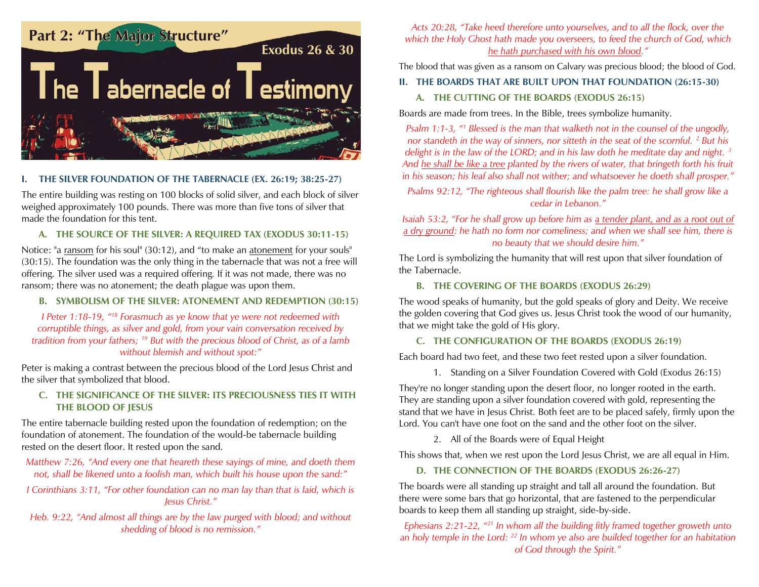# Part 2: "The Major Structure"

## Exodus 26 & 30

# The Tabernacle of Testimony

### I. THE SILVER FOUNDATION OF THE TABERNACLE (EX. 26:19; 38:25-27)

The entire building was resting on 100 blocks of solid silver, and each block of silver weighed approximately 100 pounds. There was more than five tons of silver that made the foundation for this tent.

#### A. THE SOURCE OF THE SILVER: A REQUIRED TAX (EXODUS 30:11-15)

Notice: "a ransom for his soul" (30:12), and "to make an atonement for your souls" (30:15). The foundation was the only thing in the tabernacle that was not a free will offering. The silver used was a required offering. If it was not made, there was no ransom; there was no atonement; the death plague was upon them.

#### B. SYMBOLISM OF THE SILVER: ATONEMENT AND REDEMPTION (30:15)

*I Peter 1:18-19, "[18] Forasmuch as ye know that ye were not redeemed with corruptible things, as silver and gold, from your vain conversation received by tradition from your fathers; [19] But with the precious blood of Christ, as of a lamb without blemish and without spot:"*

Peter is making a contrast between the precious blood of the Lord Jesus Christ and the silver that symbolized that blood.

#### C. THE SIGNIFICANCE OF THE SILVER: ITS PRECIOUSNESS TIES IT WITH THE BLOOD OF JESUS

The entire tabernacle building rested upon the foundation of redemption; on the foundation of atonement. The foundation of the would-be tabernacle building rested on the desert floor. It rested upon the sand.

*Matthew 7:26, "And every one that heareth these sayings of mine, and doeth them not, shall be likened unto a foolish man, which built his house upon the sand:"*

*I Corinthians 3:11, "For other foundation can no man lay than that is laid, which is Jesus Christ."*

*Heb. 9:22, "And almost all things are by the law purged with blood; and without shedding of blood is no remission."*

*Acts 20:28, "Take heed therefore unto yourselves, and to all the flock, over the which the Holy Ghost hath made you overseers, to feed the church of God, which he hath purchased with his own blood."*

The blood that was given as a ransom on Calvary was precious blood; the blood of God.

### II. THE BOARDS THAT ARE BUILT UPON THAT FOUNDATION (26:15-30)

#### A. THE CUTTING OF THE BOARDS (EXODUS 26:15)

Boards are made from trees. In the Bible, trees symbolize humanity.

*Psalm 1:1-3, "[1] Blessed is the man that walketh not in the counsel of the ungodly, nor standeth in the way of sinners, nor sitteth in the seat of the scornful. [2] But his delight is in the law of the LORD; and in his law doth he meditate day and night. [3] And he shall be like a tree planted by the rivers of water, that bringeth forth his fruit in his season; his leaf also shall not wither; and whatsoever he doeth shall prosper."*

*Psalms 92:12, "The righteous shall flourish like the palm tree: he shall grow like a cedar in Lebanon."*

*Isaiah 53:2, "For he shall grow up before him as a tender plant, and as a root out of a dry ground: he hath no form nor comeliness; and when we shall see him, there is no beauty that we should desire him."*

The Lord is symbolizing the humanity that will rest upon that silver foundation of the Tabernacle.

#### B. THE COVERING OF THE BOARDS (EXODUS 26:29)

The wood speaks of humanity, but the gold speaks of glory and Deity. We receive the golden covering that God gives us. Jesus Christ took the wood of our humanity, that we might take the gold of His glory.

#### C. THE CONFIGURATION OF THE BOARDS (EXODUS 26:19)

Each board had two feet, and these two feet rested upon a silver foundation.

1. Standing on a Silver Foundation Covered with Gold (Exodus 26:15)

They're no longer standing upon the desert floor, no longer rooted in the earth. They are standing upon a silver foundation covered with gold, representing the stand that we have in Jesus Christ. Both feet are to be placed safely, firmly upon the Lord. You can't have one foot on the sand and the other foot on the silver.

2. All of the Boards were of Equal Height

This shows that, when we rest upon the Lord Jesus Christ, we are all equal in Him.

#### D. THE CONNECTION OF THE BOARDS (EXODUS 26:26-27)

The boards were all standing up straight and tall all around the foundation. But there were some bars that go horizontal, that are fastened to the perpendicular boards to keep them all standing up straight, side-by-side.

*Ephesians 2:21-22, "[21] In whom all the building fitly framed together groweth unto an holy temple in the Lord: [22] In whom ye also are builded together for an habitation of God through the Spirit."*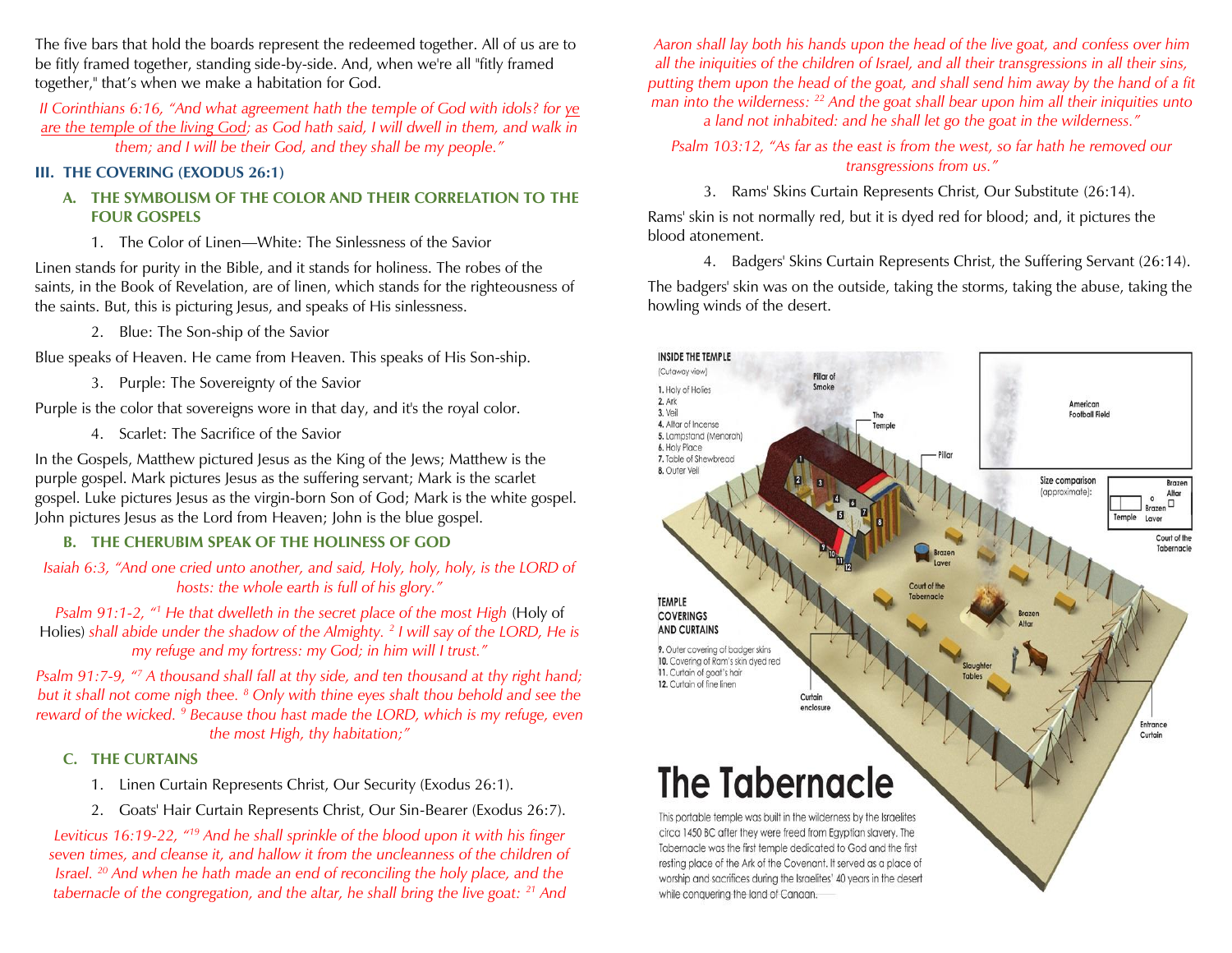The five bars that hold the boards represent the redeemed together. All of us are to be fitly framed together, standing side-by-side. And, when we're all "fitly framed together," that's when we make a habitation for God.

*II Corinthians 6:16, "And what agreement hath the temple of God with idols? for ye are the temple of the living God; as God hath said, I will dwell in them, and walk in them; and I will be their God, and they shall be my people."*

### III. THE COVERING (EXODUS 26:1)

#### A. THE SYMBOLISM OF THE COLOR AND THEIR CORRELATION TO THE FOUR GOSPELS

1. The Color of Linen—White: The Sinlessness of the Savior

Linen stands for purity in the Bible, and it stands for holiness. The robes of the saints, in the Book of Revelation, are of linen, which stands for the righteousness of the saints. But, this is picturing Jesus, and speaks of His sinlessness.

2. Blue: The Son-ship of the Savior

Blue speaks of Heaven. He came from Heaven. This speaks of His Son-ship.

3. Purple: The Sovereignty of the Savior

Purple is the color that sovereigns wore in that day, and it's the royal color.

4. Scarlet: The Sacrifice of the Savior

In the Gospels, Matthew pictured Jesus as the King of the Jews; Matthew is the purple gospel. Mark pictures Jesus as the suffering servant; Mark is the scarlet gospel. Luke pictures Jesus as the virgin-born Son of God; Mark is the white gospel. John pictures Jesus as the Lord from Heaven; John is the blue gospel.

#### B. THE CHERUBIM SPEAK OF THE HOLINESS OF GOD

*Isaiah 6:3, "And one cried unto another, and said, Holy, holy, holy, is the LORD of hosts: the whole earth is full of his glory."*

*Psalm 91:1-2, "[1] He that dwelleth in the secret place of the most High* (Holy of Holies) *shall abide under the shadow of the Almighty. [2] I will say of the LORD, He is my refuge and my fortress: my God; in him will I trust."*

*Psalm 91:7-9, "[7] A thousand shall fall at thy side, and ten thousand at thy right hand; but it shall not come nigh thee. [8] Only with thine eyes shalt thou behold and see the reward of the wicked. [9] Because thou hast made the LORD, which is my refuge, even the most High, thy habitation;"*

#### C. THE CURTAINS

1. Linen Curtain Represents Christ, Our Security (Exodus 26:1).
2. Goats' Hair Curtain Represents Christ, Our Sin-Bearer (Exodus 26:7).

*Leviticus 16:19-22, "[19] And he shall sprinkle of the blood upon it with his finger seven times, and cleanse it, and hallow it from the uncleanness of the children of Israel. [20] And when he hath made an end of reconciling the holy place, and the tabernacle of the congregation, and the altar, he shall bring the live goat: [21] And Aaron shall lay both his hands upon the head of the live goat, and confess over him all the iniquities of the children of Israel, and all their transgressions in all their sins, putting them upon the head of the goat, and shall send him away by the hand of a fit man into the wilderness: [22] And the goat shall bear upon him all their iniquities unto a land not inhabited: and he shall let go the goat in the wilderness."*

*Psalm 103:12, "As far as the east is from the west, so far hath he removed our transgressions from us."*

3. Rams' Skins Curtain Represents Christ, Our Substitute (26:14).

Rams' skin is not normally red, but it is dyed red for blood; and, it pictures the blood atonement.

4. Badgers' Skins Curtain Represents Christ, the Suffering Servant (26:14).

The badgers' skin was on the outside, taking the storms, taking the abuse, taking the howling winds of the desert.

INSIDE THE TEMPLE
(Cutaway view)
1. Holy of Holies
2. Ark
3. Veil
4. Altar of Incense
5. Lampstand (Menorah)
6. Holy Place
7. Table of Shewbread
8. Outer Veil

Pillar of Smoke
The Temple
Pillar
American Football Field
Size comparison (approximate):
Temple
Brazen Altar
Brazen Laver
Court of the Tabernacle
Brazen Laver
Court of the Tabernacle
Brazen Altar
Slaughter Tables
Curtain enclosure
Entrance Curtain

TEMPLE COVERINGS AND CURTAINS
9. Outer covering of badger skins
10. Covering of Ram's skin dyed red
11. Curtain of goat's hair
12. Curtain of fine linen

## The Tabernacle

This portable temple was built in the wilderness by the Israelites circa 1450 BC after they were freed from Egyptian slavery. The Tabernacle was the first temple dedicated to God and the first resting place of the Ark of the Covenant. It served as a place of worship and sacrifices during the Israelites' 40 years in the desert while conquering the land of Canaan.